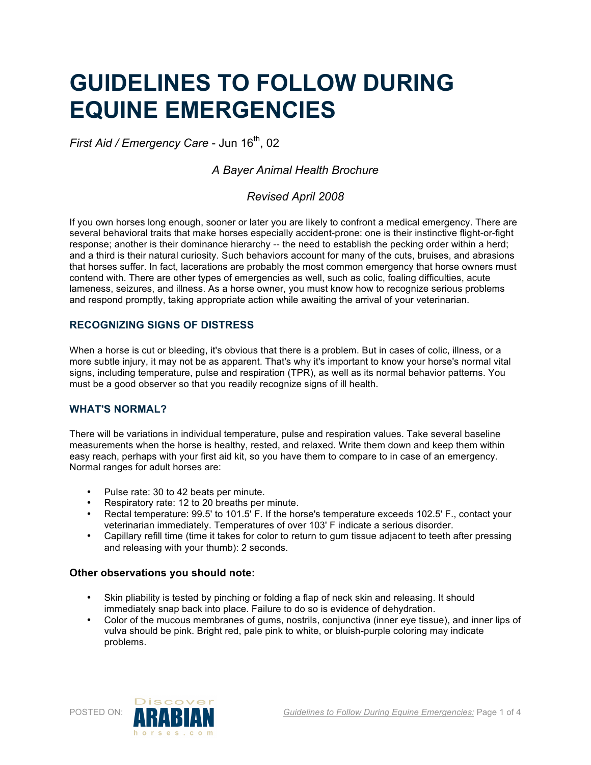# GUIDELINES TO FOLLOW DURING EQUINE EMERGENCIES

*First Aid / Emergency Care* - Jun 16th, 02

*A Bayer Animal Health Brochure*

*Revised April 2008*

If you own horses long enough, sooner or later you are likely to confront a medical emergency. There are several behavioral traits that make horses especially accident-prone: one is their instinctive flight-or-fight response; another is their dominance hierarchy -- the need to establish the pecking order within a herd; and a third is their natural curiosity. Such behaviors account for many of the cuts, bruises, and abrasions that horses suffer. In fact, lacerations are probably the most common emergency that horse owners must contend with. There are other types of emergencies as well, such as colic, foaling difficulties, acute lameness, seizures, and illness. As a horse owner, you must know how to recognize serious problems and respond promptly, taking appropriate action while awaiting the arrival of your veterinarian.

### RECOGNIZING SIGNS OF DISTRESS

When a horse is cut or bleeding, it's obvious that there is a problem. But in cases of colic, illness, or a more subtle injury, it may not be as apparent. That's why it's important to know your horse's normal vital signs, including temperature, pulse and respiration (TPR), as well as its normal behavior patterns. You must be a good observer so that you readily recognize signs of ill health.

### WHAT'S NORMAL?

There will be variations in individual temperature, pulse and respiration values. Take several baseline measurements when the horse is healthy, rested, and relaxed. Write them down and keep them within easy reach, perhaps with your first aid kit, so you have them to compare to in case of an emergency. Normal ranges for adult horses are:

- Pulse rate: 30 to 42 beats per minute.
- Respiratory rate: 12 to 20 breaths per minute.
- Rectal temperature: 99.5' to 101.5' F. If the horse's temperature exceeds 102.5' F., contact your veterinarian immediately. Temperatures of over 103' F indicate a serious disorder.
- Capillary refill time (time it takes for color to return to gum tissue adjacent to teeth after pressing and releasing with your thumb): 2 seconds.

#### Other observations you should note:

- Skin pliability is tested by pinching or folding a flap of neck skin and releasing. It should immediately snap back into place. Failure to do so is evidence of dehydration.
- Color of the mucous membranes of gums, nostrils, conjunctiva (inner eye tissue), and inner lips of vulva should be pink. Bright red, pale pink to white, or bluish-purple coloring may indicate problems.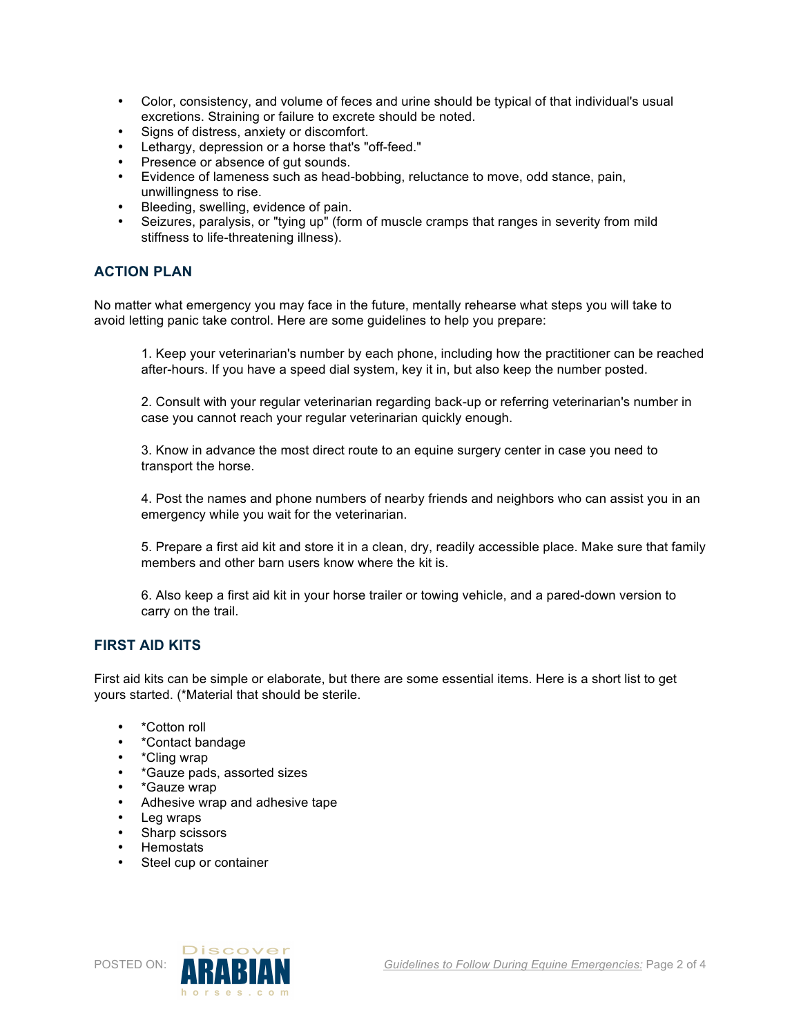- Color, consistency, and volume of feces and urine should be typical of that individual's usual excretions. Straining or failure to excrete should be noted.
- Signs of distress, anxiety or discomfort.
- Lethargy, depression or a horse that's "off-feed."
- Presence or absence of gut sounds.
- Evidence of lameness such as head-bobbing, reluctance to move, odd stance, pain, unwillingness to rise.
- Bleeding, swelling, evidence of pain.
- Seizures, paralysis, or "tying up" (form of muscle cramps that ranges in severity from mild stiffness to life-threatening illness).

## ACTION PLAN

No matter what emergency you may face in the future, mentally rehearse what steps you will take to avoid letting panic take control. Here are some guidelines to help you prepare:

1. Keep your veterinarian's number by each phone, including how the practitioner can be reached after-hours. If you have a speed dial system, key it in, but also keep the number posted.

2. Consult with your regular veterinarian regarding back-up or referring veterinarian's number in case you cannot reach your regular veterinarian quickly enough.

3. Know in advance the most direct route to an equine surgery center in case you need to transport the horse.

4. Post the names and phone numbers of nearby friends and neighbors who can assist you in an emergency while you wait for the veterinarian.

5. Prepare a first aid kit and store it in a clean, dry, readily accessible place. Make sure that family members and other barn users know where the kit is.

6. Also keep a first aid kit in your horse trailer or towing vehicle, and a pared-down version to carry on the trail.

## FIRST AID KITS

First aid kits can be simple or elaborate, but there are some essential items. Here is a short list to get yours started. (*Material that should be sterile.

- *Cotton roll
- *Contact bandage
- *Cling wrap
- *Gauze pads, assorted sizes
- *Gauze wrap
- Adhesive wrap and adhesive tape
- Leg wraps
- Sharp scissors
- Hemostats
- Steel cup or container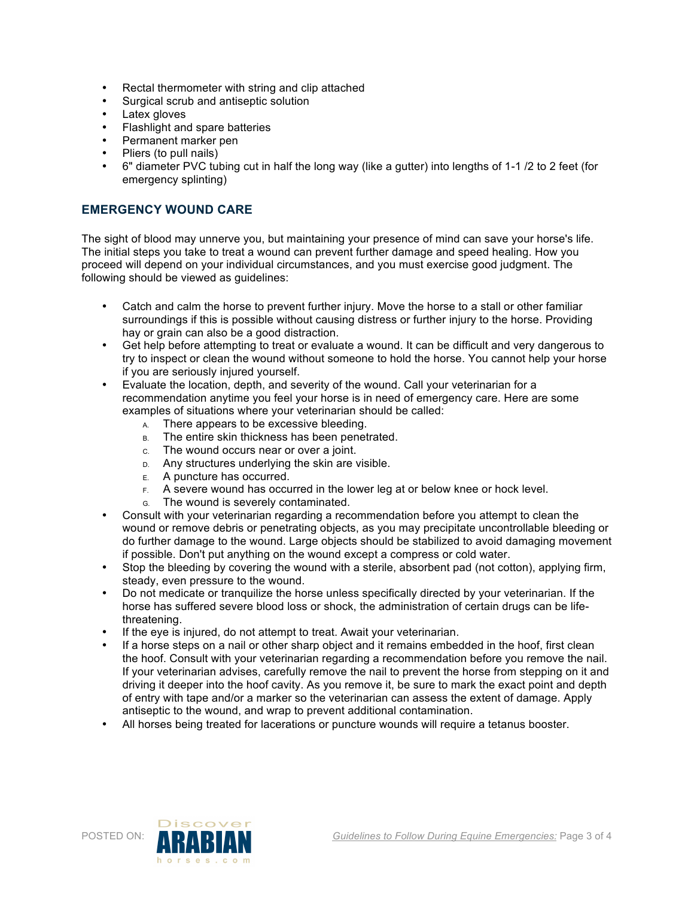- Rectal thermometer with string and clip attached
- Surgical scrub and antiseptic solution
- Latex gloves
- Flashlight and spare batteries
- Permanent marker pen
- Pliers (to pull nails)
- 6" diameter PVC tubing cut in half the long way (like a gutter) into lengths of 1-1 /2 to 2 feet (for emergency splinting)

## EMERGENCY WOUND CARE

The sight of blood may unnerve you, but maintaining your presence of mind can save your horse's life. The initial steps you take to treat a wound can prevent further damage and speed healing. How you proceed will depend on your individual circumstances, and you must exercise good judgment. The following should be viewed as guidelines:

- Catch and calm the horse to prevent further injury. Move the horse to a stall or other familiar surroundings if this is possible without causing distress or further injury to the horse. Providing hay or grain can also be a good distraction.
- Get help before attempting to treat or evaluate a wound. It can be difficult and very dangerous to try to inspect or clean the wound without someone to hold the horse. You cannot help your horse if you are seriously injured yourself.
- Evaluate the location, depth, and severity of the wound. Call your veterinarian for a recommendation anytime you feel your horse is in need of emergency care. Here are some examples of situations where your veterinarian should be called:
    - A. There appears to be excessive bleeding.
    - B. The entire skin thickness has been penetrated.
    - C. The wound occurs near or over a joint.
    - D. Any structures underlying the skin are visible.
    - E. A puncture has occurred.
    - F. A severe wound has occurred in the lower leg at or below knee or hock level.
    - G. The wound is severely contaminated.
- Consult with your veterinarian regarding a recommendation before you attempt to clean the wound or remove debris or penetrating objects, as you may precipitate uncontrollable bleeding or do further damage to the wound. Large objects should be stabilized to avoid damaging movement if possible. Don't put anything on the wound except a compress or cold water.
- Stop the bleeding by covering the wound with a sterile, absorbent pad (not cotton), applying firm, steady, even pressure to the wound.
- Do not medicate or tranquilize the horse unless specifically directed by your veterinarian. If the horse has suffered severe blood loss or shock, the administration of certain drugs can be life-threatening.
- If the eye is injured, do not attempt to treat. Await your veterinarian.
- If a horse steps on a nail or other sharp object and it remains embedded in the hoof, first clean the hoof. Consult with your veterinarian regarding a recommendation before you remove the nail. If your veterinarian advises, carefully remove the nail to prevent the horse from stepping on it and driving it deeper into the hoof cavity. As you remove it, be sure to mark the exact point and depth of entry with tape and/or a marker so the veterinarian can assess the extent of damage. Apply antiseptic to the wound, and wrap to prevent additional contamination.
- All horses being treated for lacerations or puncture wounds will require a tetanus booster.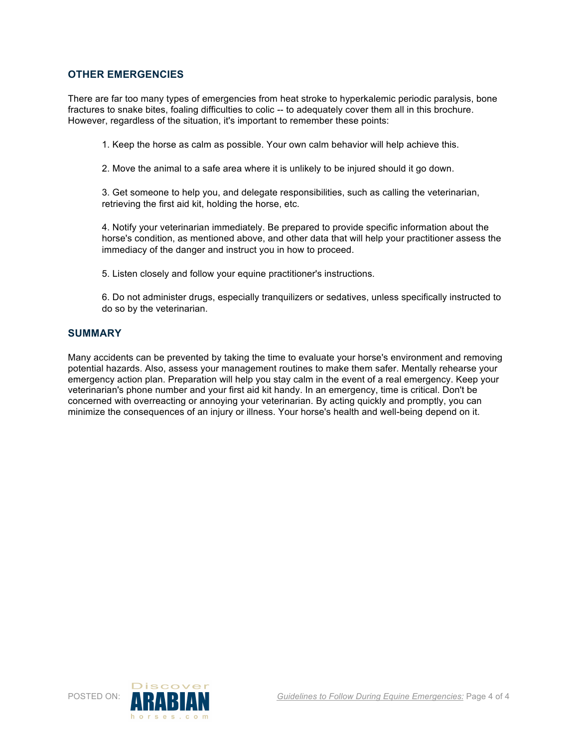## OTHER EMERGENCIES

There are far too many types of emergencies from heat stroke to hyperkalemic periodic paralysis, bone fractures to snake bites, foaling difficulties to colic -- to adequately cover them all in this brochure. However, regardless of the situation, it's important to remember these points:

1. Keep the horse as calm as possible. Your own calm behavior will help achieve this.

2. Move the animal to a safe area where it is unlikely to be injured should it go down.

3. Get someone to help you, and delegate responsibilities, such as calling the veterinarian, retrieving the first aid kit, holding the horse, etc.

4. Notify your veterinarian immediately. Be prepared to provide specific information about the horse's condition, as mentioned above, and other data that will help your practitioner assess the immediacy of the danger and instruct you in how to proceed.

5. Listen closely and follow your equine practitioner's instructions.

6. Do not administer drugs, especially tranquilizers or sedatives, unless specifically instructed to do so by the veterinarian.

## SUMMARY

Many accidents can be prevented by taking the time to evaluate your horse's environment and removing potential hazards. Also, assess your management routines to make them safer. Mentally rehearse your emergency action plan. Preparation will help you stay calm in the event of a real emergency. Keep your veterinarian's phone number and your first aid kit handy. In an emergency, time is critical. Don't be concerned with overreacting or annoying your veterinarian. By acting quickly and promptly, you can minimize the consequences of an injury or illness. Your horse's health and well-being depend on it.